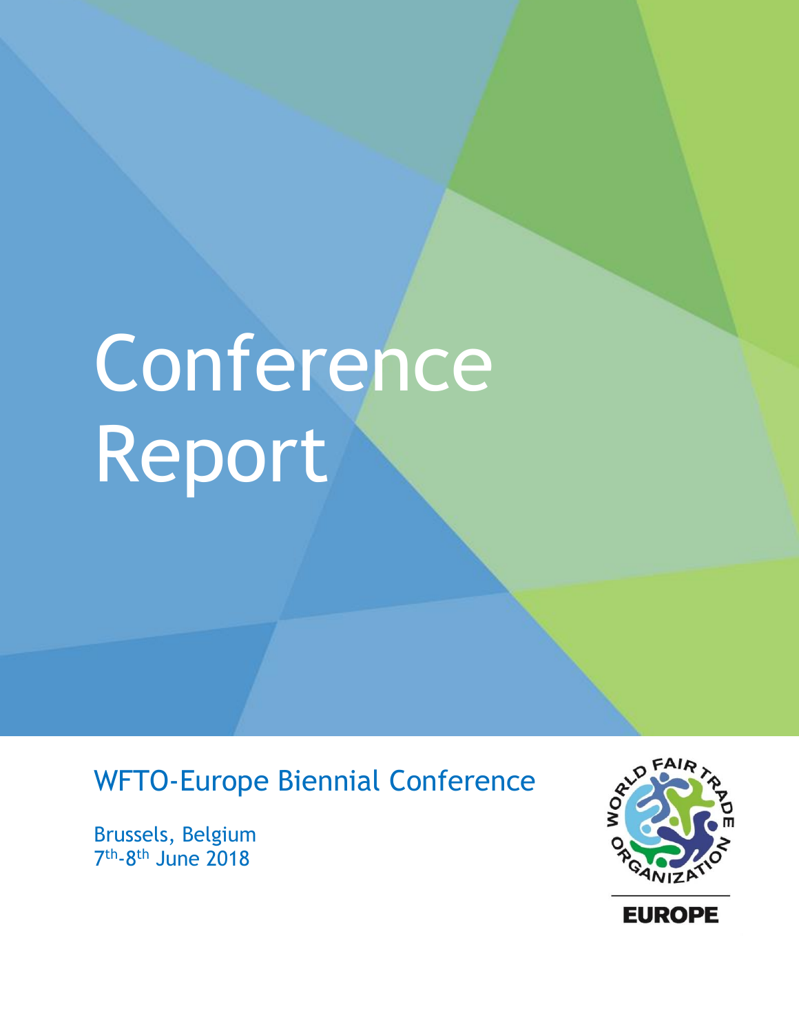# Conference Report

## WFTO-Europe Biennial Conference

Brussels, Belgium
7th-8th June 2018

WORLD FAIR TRADE ORGANIZATION

EUROPE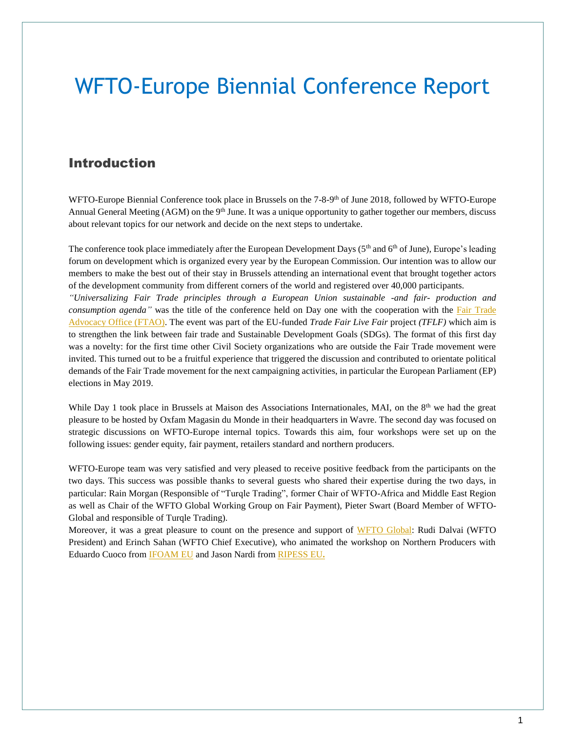# WFTO-Europe Biennial Conference Report

## Introduction

WFTO-Europe Biennial Conference took place in Brussels on the 7-8-9th of June 2018, followed by WFTO-Europe Annual General Meeting (AGM) on the 9th June. It was a unique opportunity to gather together our members, discuss about relevant topics for our network and decide on the next steps to undertake.

The conference took place immediately after the European Development Days (5th and 6th of June), Europe's leading forum on development which is organized every year by the European Commission. Our intention was to allow our members to make the best out of their stay in Brussels attending an international event that brought together actors of the development community from different corners of the world and registered over 40,000 participants.

*"Universalizing Fair Trade principles through a European Union sustainable -and fair- production and consumption agenda"* was the title of the conference held on Day one with the cooperation with the Fair Trade Advocacy Office (FTAO). The event was part of the EU-funded *Trade Fair Live Fair* project *(TFLF)* which aim is to strengthen the link between fair trade and Sustainable Development Goals (SDGs). The format of this first day was a novelty: for the first time other Civil Society organizations who are outside the Fair Trade movement were invited. This turned out to be a fruitful experience that triggered the discussion and contributed to orientate political demands of the Fair Trade movement for the next campaigning activities, in particular the European Parliament (EP) elections in May 2019.

While Day 1 took place in Brussels at Maison des Associations Internationales, MAI, on the 8th we had the great pleasure to be hosted by Oxfam Magasin du Monde in their headquarters in Wavre. The second day was focused on strategic discussions on WFTO-Europe internal topics. Towards this aim, four workshops were set up on the following issues: gender equity, fair payment, retailers standard and northern producers.

WFTO-Europe team was very satisfied and very pleased to receive positive feedback from the participants on the two days. This success was possible thanks to several guests who shared their expertise during the two days, in particular: Rain Morgan (Responsible of "Turqle Trading", former Chair of WFTO-Africa and Middle East Region as well as Chair of the WFTO Global Working Group on Fair Payment), Pieter Swart (Board Member of WFTO-Global and responsible of Turqle Trading).

Moreover, it was a great pleasure to count on the presence and support of WFTO Global: Rudi Dalvai (WFTO President) and Erinch Sahan (WFTO Chief Executive), who animated the workshop on Northern Producers with Eduardo Cuoco from IFOAM EU and Jason Nardi from RIPESS EU.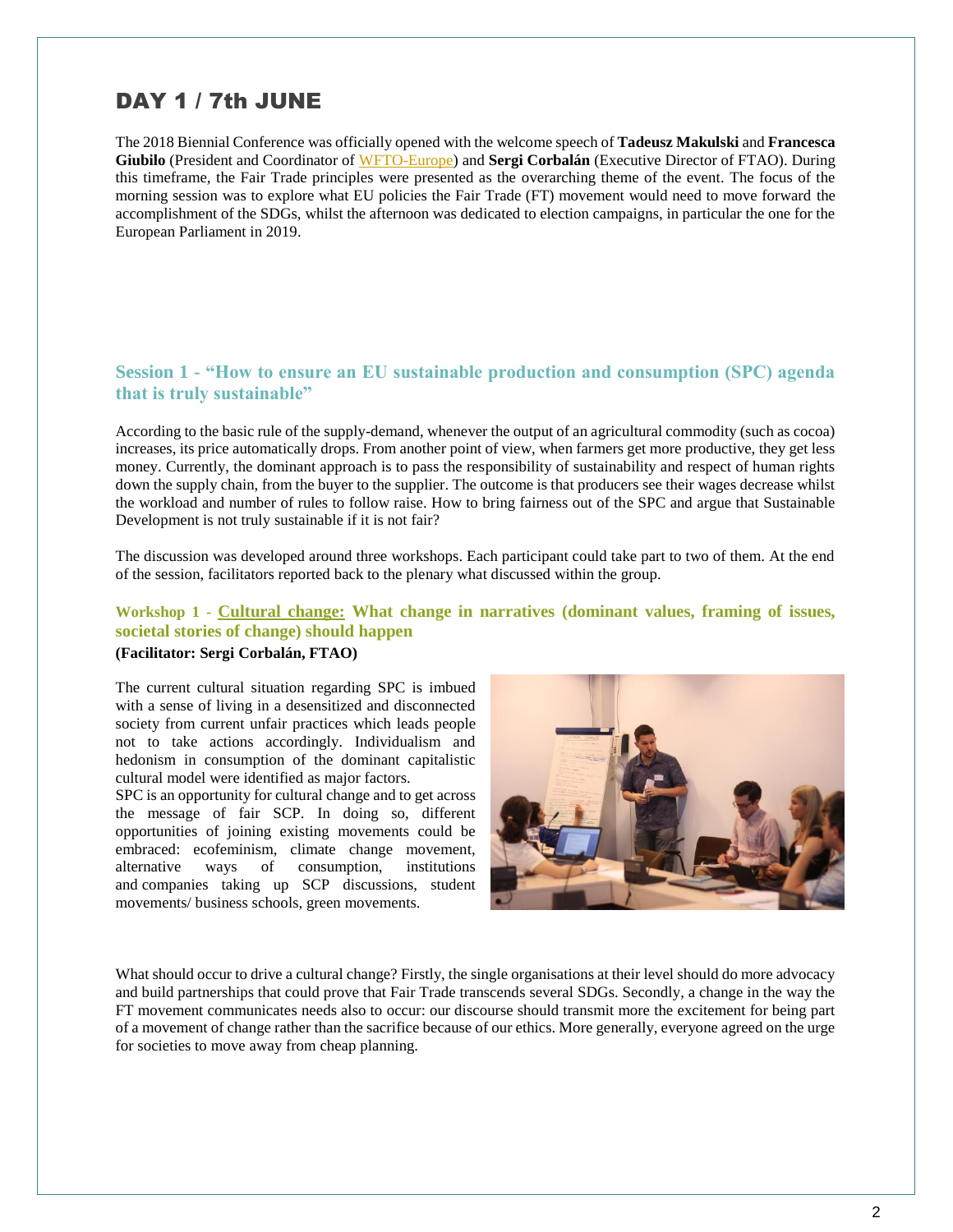# DAY 1 / 7th JUNE

The 2018 Biennial Conference was officially opened with the welcome speech of **Tadeusz Makulski** and **Francesca Giubilo** (President and Coordinator of WFTO-Europe) and **Sergi Corbalán** (Executive Director of FTAO). During this timeframe, the Fair Trade principles were presented as the overarching theme of the event. The focus of the morning session was to explore what EU policies the Fair Trade (FT) movement would need to move forward the accomplishment of the SDGs, whilst the afternoon was dedicated to election campaigns, in particular the one for the European Parliament in 2019.

## Session 1 - "How to ensure an EU sustainable production and consumption (SPC) agenda that is truly sustainable"

According to the basic rule of the supply-demand, whenever the output of an agricultural commodity (such as cocoa) increases, its price automatically drops. From another point of view, when farmers get more productive, they get less money. Currently, the dominant approach is to pass the responsibility of sustainability and respect of human rights down the supply chain, from the buyer to the supplier. The outcome is that producers see their wages decrease whilst the workload and number of rules to follow raise. How to bring fairness out of the SPC and argue that Sustainable Development is not truly sustainable if it is not fair?

The discussion was developed around three workshops. Each participant could take part to two of them. At the end of the session, facilitators reported back to the plenary what discussed within the group.

### Workshop 1 - Cultural change: What change in narratives (dominant values, framing of issues, societal stories of change) should happen

**(Facilitator: Sergi Corbalán, FTAO)**

The current cultural situation regarding SPC is imbued with a sense of living in a desensitized and disconnected society from current unfair practices which leads people not to take actions accordingly. Individualism and hedonism in consumption of the dominant capitalistic cultural model were identified as major factors.

SPC is an opportunity for cultural change and to get across the message of fair SCP. In doing so, different opportunities of joining existing movements could be embraced: ecofeminism, climate change movement, alternative ways of consumption, institutions and companies taking up SCP discussions, student movements/ business schools, green movements.

What should occur to drive a cultural change? Firstly, the single organisations at their level should do more advocacy and build partnerships that could prove that Fair Trade transcends several SDGs. Secondly, a change in the way the FT movement communicates needs also to occur: our discourse should transmit more the excitement for being part of a movement of change rather than the sacrifice because of our ethics. More generally, everyone agreed on the urge for societies to move away from cheap planning.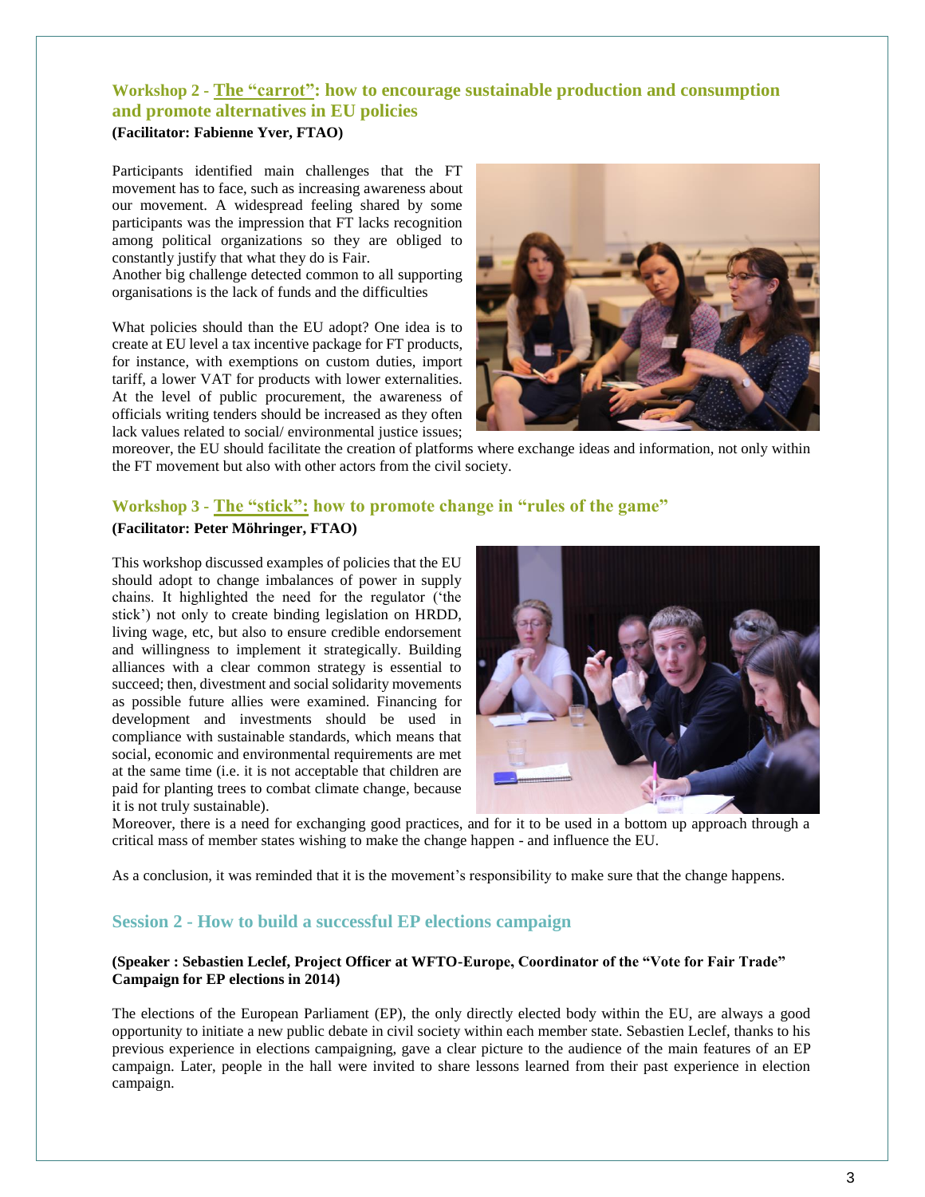### Workshop 2 - The “carrot”: how to encourage sustainable production and consumption and promote alternatives in EU policies

**(Facilitator: Fabienne Yver, FTAO)**

Participants identified main challenges that the FT movement has to face, such as increasing awareness about our movement. A widespread feeling shared by some participants was the impression that FT lacks recognition among political organizations so they are obliged to constantly justify that what they do is Fair.
Another big challenge detected common to all supporting organisations is the lack of funds and the difficulties

What policies should than the EU adopt? One idea is to create at EU level a tax incentive package for FT products, for instance, with exemptions on custom duties, import tariff, a lower VAT for products with lower externalities. At the level of public procurement, the awareness of officials writing tenders should be increased as they often lack values related to social/ environmental justice issues; moreover, the EU should facilitate the creation of platforms where exchange ideas and information, not only within the FT movement but also with other actors from the civil society.

### Workshop 3 - The “stick”: how to promote change in “rules of the game”

**(Facilitator: Peter Möhringer, FTAO)**

This workshop discussed examples of policies that the EU should adopt to change imbalances of power in supply chains. It highlighted the need for the regulator (‘the stick’) not only to create binding legislation on HRDD, living wage, etc, but also to ensure credible endorsement and willingness to implement it strategically. Building alliances with a clear common strategy is essential to succeed; then, divestment and social solidarity movements as possible future allies were examined. Financing for development and investments should be used in compliance with sustainable standards, which means that social, economic and environmental requirements are met at the same time (i.e. it is not acceptable that children are paid for planting trees to combat climate change, because it is not truly sustainable).
Moreover, there is a need for exchanging good practices, and for it to be used in a bottom up approach through a critical mass of member states wishing to make the change happen - and influence the EU.

As a conclusion, it was reminded that it is the movement’s responsibility to make sure that the change happens.

## Session 2 - How to build a successful EP elections campaign

**(Speaker : Sebastien Leclef, Project Officer at WFTO-Europe, Coordinator of the “Vote for Fair Trade” Campaign for EP elections in 2014)**

The elections of the European Parliament (EP), the only directly elected body within the EU, are always a good opportunity to initiate a new public debate in civil society within each member state. Sebastien Leclef, thanks to his previous experience in elections campaigning, gave a clear picture to the audience of the main features of an EP campaign. Later, people in the hall were invited to share lessons learned from their past experience in election campaign.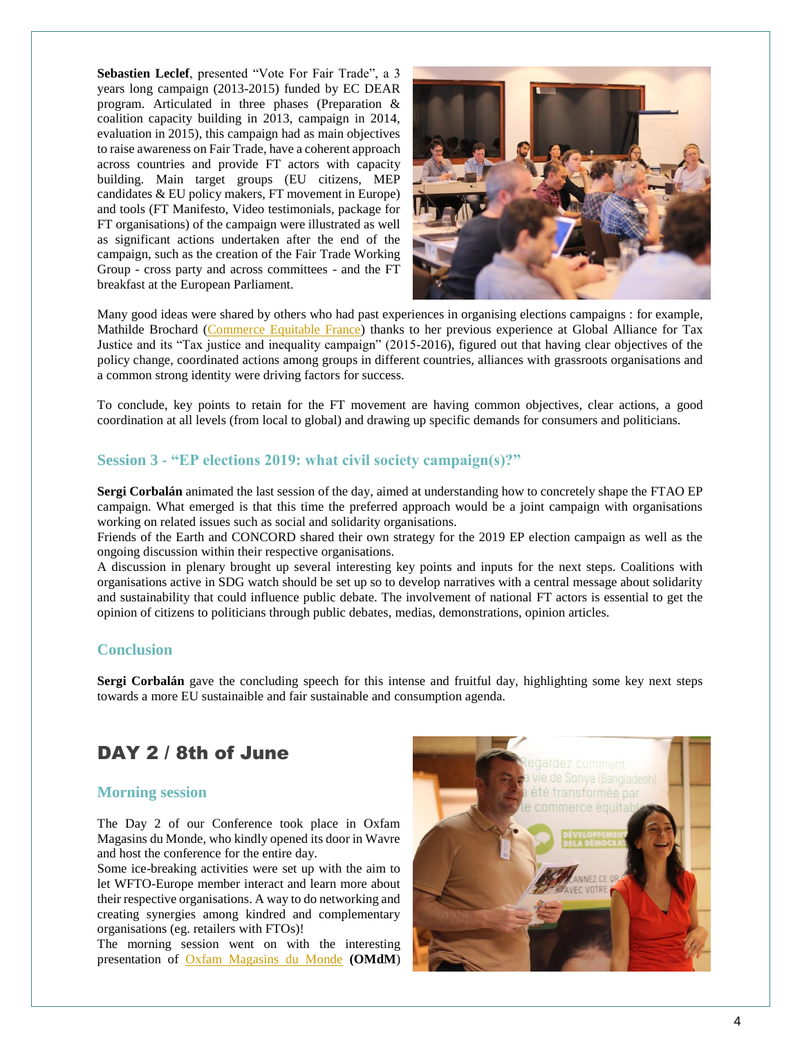**Sebastien Leclef**, presented "Vote For Fair Trade", a 3 years long campaign (2013-2015) funded by EC DEAR program. Articulated in three phases (Preparation & coalition capacity building in 2013, campaign in 2014, evaluation in 2015), this campaign had as main objectives to raise awareness on Fair Trade, have a coherent approach across countries and provide FT actors with capacity building. Main target groups (EU citizens, MEP candidates & EU policy makers, FT movement in Europe) and tools (FT Manifesto, Video testimonials, package for FT organisations) of the campaign were illustrated as well as significant actions undertaken after the end of the campaign, such as the creation of the Fair Trade Working Group - cross party and across committees - and the FT breakfast at the European Parliament.

Many good ideas were shared by others who had past experiences in organising elections campaigns : for example, Mathilde Brochard (Commerce Equitable France) thanks to her previous experience at Global Alliance for Tax Justice and its "Tax justice and inequality campaign" (2015-2016), figured out that having clear objectives of the policy change, coordinated actions among groups in different countries, alliances with grassroots organisations and a common strong identity were driving factors for success.

To conclude, key points to retain for the FT movement are having common objectives, clear actions, a good coordination at all levels (from local to global) and drawing up specific demands for consumers and politicians.

### Session 3 - "EP elections 2019: what civil society campaign(s)?"

**Sergi Corbalán** animated the last session of the day, aimed at understanding how to concretely shape the FTAO EP campaign. What emerged is that this time the preferred approach would be a joint campaign with organisations working on related issues such as social and solidarity organisations.

Friends of the Earth and CONCORD shared their own strategy for the 2019 EP election campaign as well as the ongoing discussion within their respective organisations.

A discussion in plenary brought up several interesting key points and inputs for the next steps. Coalitions with organisations active in SDG watch should be set up so to develop narratives with a central message about solidarity and sustainability that could influence public debate. The involvement of national FT actors is essential to get the opinion of citizens to politicians through public debates, medias, demonstrations, opinion articles.

### Conclusion

**Sergi Corbalán** gave the concluding speech for this intense and fruitful day, highlighting some key next steps towards a more EU sustainaible and fair sustainable and consumption agenda.

## DAY 2 / 8th of June

### Morning session

The Day 2 of our Conference took place in Oxfam Magasins du Monde, who kindly opened its door in Wavre and host the conference for the entire day.

Some ice-breaking activities were set up with the aim to let WFTO-Europe member interact and learn more about their respective organisations. A way to do networking and creating synergies among kindred and complementary organisations (eg. retailers with FTOs)!

The morning session went on with the interesting presentation of Oxfam Magasins du Monde **(OMdM)**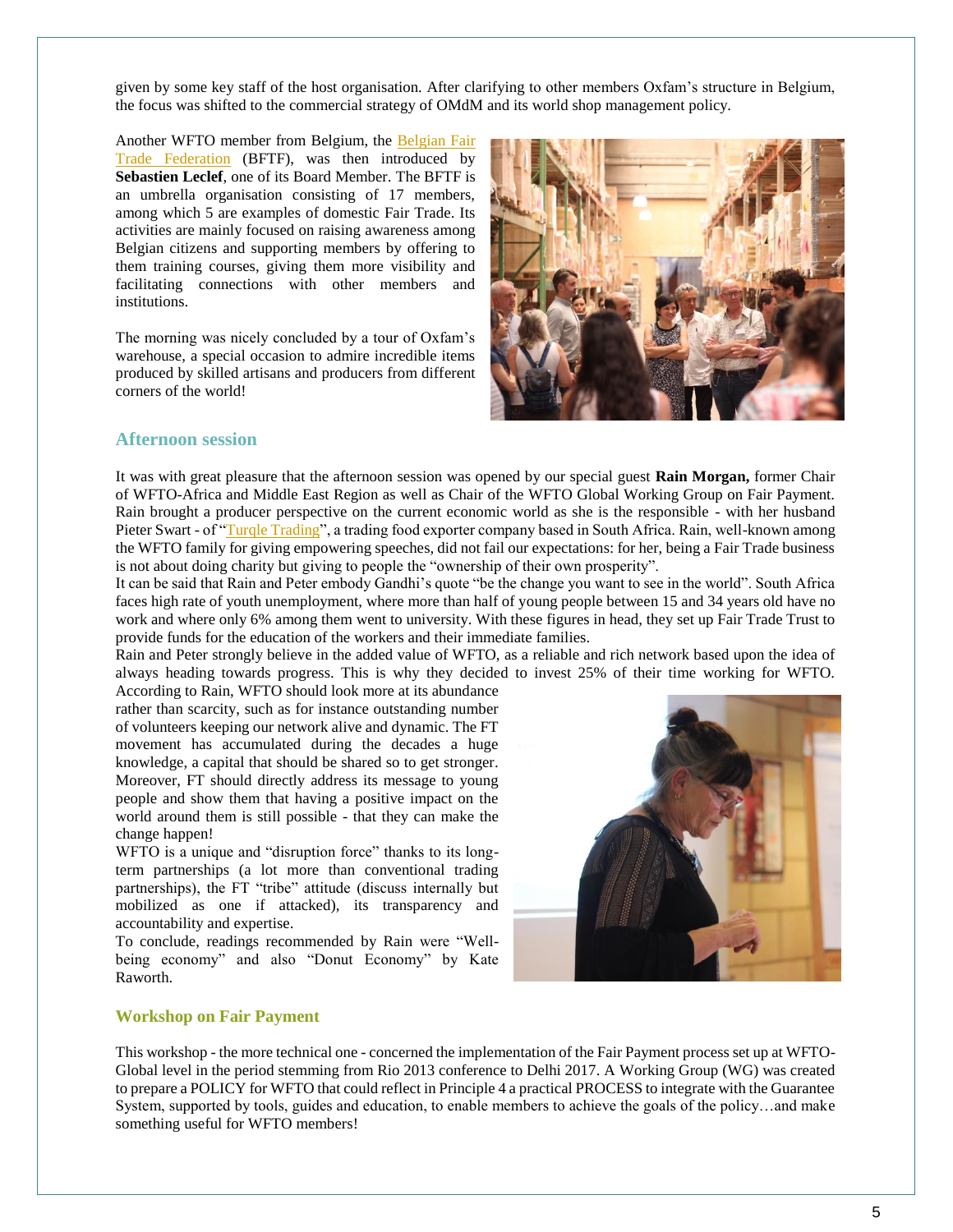given by some key staff of the host organisation. After clarifying to other members Oxfam's structure in Belgium, the focus was shifted to the commercial strategy of OMdM and its world shop management policy.

Another WFTO member from Belgium, the Belgian Fair Trade Federation (BFTF), was then introduced by **Sebastien Leclef**, one of its Board Member. The BFTF is an umbrella organisation consisting of 17 members, among which 5 are examples of domestic Fair Trade. Its activities are mainly focused on raising awareness among Belgian citizens and supporting members by offering to them training courses, giving them more visibility and facilitating connections with other members and institutions.

The morning was nicely concluded by a tour of Oxfam's warehouse, a special occasion to admire incredible items produced by skilled artisans and producers from different corners of the world!

## Afternoon session

It was with great pleasure that the afternoon session was opened by our special guest **Rain Morgan,** former Chair of WFTO-Africa and Middle East Region as well as Chair of the WFTO Global Working Group on Fair Payment. Rain brought a producer perspective on the current economic world as she is the responsible - with her husband Pieter Swart - of "Turqle Trading", a trading food exporter company based in South Africa. Rain, well-known among the WFTO family for giving empowering speeches, did not fail our expectations: for her, being a Fair Trade business is not about doing charity but giving to people the "ownership of their own prosperity".

It can be said that Rain and Peter embody Gandhi's quote "be the change you want to see in the world". South Africa faces high rate of youth unemployment, where more than half of young people between 15 and 34 years old have no work and where only 6% among them went to university. With these figures in head, they set up Fair Trade Trust to provide funds for the education of the workers and their immediate families.

Rain and Peter strongly believe in the added value of WFTO, as a reliable and rich network based upon the idea of always heading towards progress. This is why they decided to invest 25% of their time working for WFTO. According to Rain, WFTO should look more at its abundance rather than scarcity, such as for instance outstanding number of volunteers keeping our network alive and dynamic. The FT movement has accumulated during the decades a huge knowledge, a capital that should be shared so to get stronger. Moreover, FT should directly address its message to young people and show them that having a positive impact on the world around them is still possible - that they can make the change happen!

WFTO is a unique and "disruption force" thanks to its long-term partnerships (a lot more than conventional trading partnerships), the FT "tribe" attitude (discuss internally but mobilized as one if attacked), its transparency and accountability and expertise.

To conclude, readings recommended by Rain were "Well-being economy" and also "Donut Economy" by Kate Raworth.

### Workshop on Fair Payment

This workshop - the more technical one - concerned the implementation of the Fair Payment process set up at WFTO-Global level in the period stemming from Rio 2013 conference to Delhi 2017. A Working Group (WG) was created to prepare a POLICY for WFTO that could reflect in Principle 4 a practical PROCESS to integrate with the Guarantee System, supported by tools, guides and education, to enable members to achieve the goals of the policy…and make something useful for WFTO members!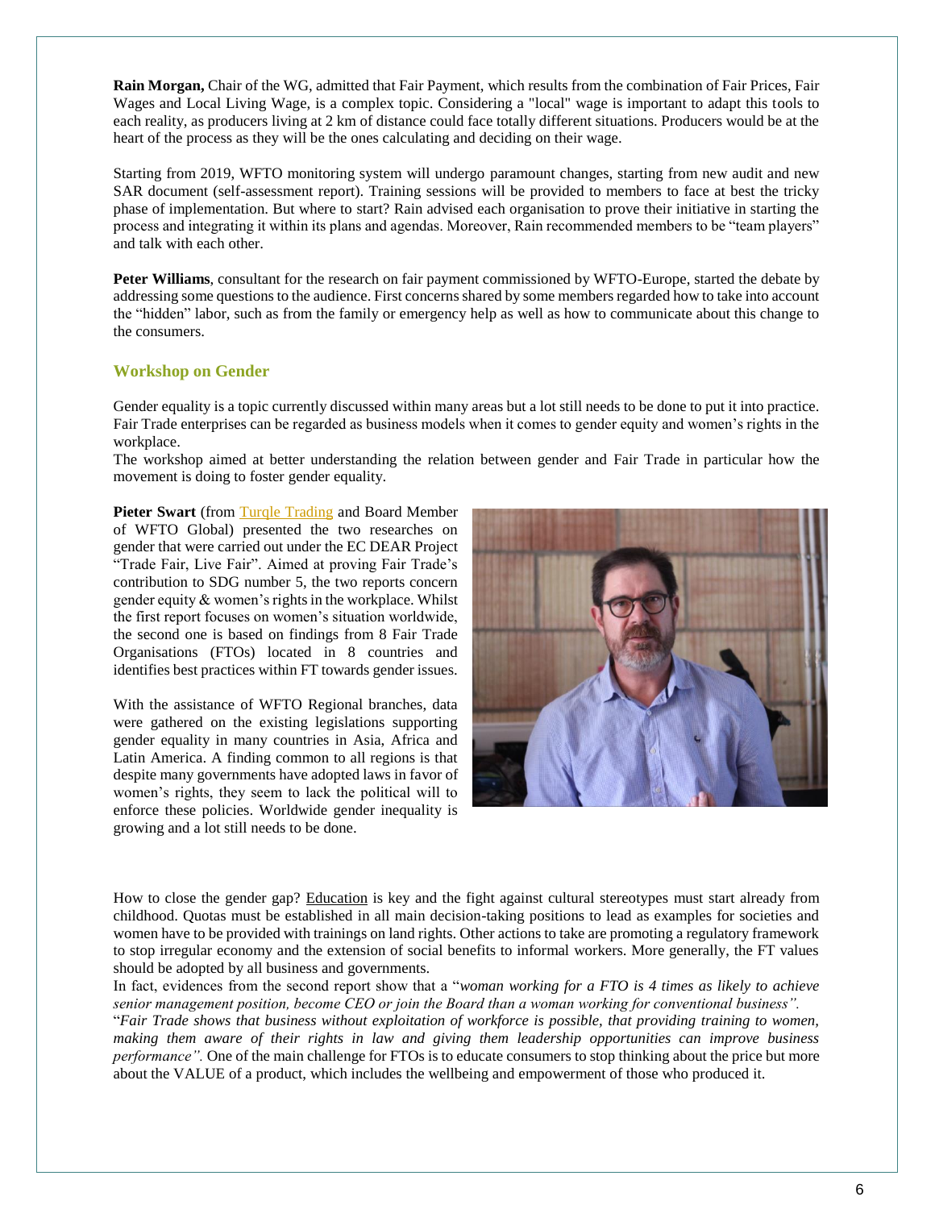**Rain Morgan,** Chair of the WG, admitted that Fair Payment, which results from the combination of Fair Prices, Fair Wages and Local Living Wage, is a complex topic. Considering a "local" wage is important to adapt this tools to each reality, as producers living at 2 km of distance could face totally different situations. Producers would be at the heart of the process as they will be the ones calculating and deciding on their wage.

Starting from 2019, WFTO monitoring system will undergo paramount changes, starting from new audit and new SAR document (self-assessment report). Training sessions will be provided to members to face at best the tricky phase of implementation. But where to start? Rain advised each organisation to prove their initiative in starting the process and integrating it within its plans and agendas. Moreover, Rain recommended members to be "team players" and talk with each other.

**Peter Williams**, consultant for the research on fair payment commissioned by WFTO-Europe, started the debate by addressing some questions to the audience. First concerns shared by some members regarded how to take into account the "hidden" labor, such as from the family or emergency help as well as how to communicate about this change to the consumers.

## Workshop on Gender

Gender equality is a topic currently discussed within many areas but a lot still needs to be done to put it into practice. Fair Trade enterprises can be regarded as business models when it comes to gender equity and women's rights in the workplace.

The workshop aimed at better understanding the relation between gender and Fair Trade in particular how the movement is doing to foster gender equality.

**Pieter Swart** (from Turqle Trading and Board Member of WFTO Global) presented the two researches on gender that were carried out under the EC DEAR Project "Trade Fair, Live Fair". Aimed at proving Fair Trade's contribution to SDG number 5, the two reports concern gender equity & women's rights in the workplace. Whilst the first report focuses on women's situation worldwide, the second one is based on findings from 8 Fair Trade Organisations (FTOs) located in 8 countries and identifies best practices within FT towards gender issues.

With the assistance of WFTO Regional branches, data were gathered on the existing legislations supporting gender equality in many countries in Asia, Africa and Latin America. A finding common to all regions is that despite many governments have adopted laws in favor of women's rights, they seem to lack the political will to enforce these policies. Worldwide gender inequality is growing and a lot still needs to be done.

How to close the gender gap? Education is key and the fight against cultural stereotypes must start already from childhood. Quotas must be established in all main decision-taking positions to lead as examples for societies and women have to be provided with trainings on land rights. Other actions to take are promoting a regulatory framework to stop irregular economy and the extension of social benefits to informal workers. More generally, the FT values should be adopted by all business and governments.

In fact, evidences from the second report show that a "*woman working for a FTO is 4 times as likely to achieve senior management position, become CEO or join the Board than a woman working for conventional business".*

"*Fair Trade shows that business without exploitation of workforce is possible, that providing training to women, making them aware of their rights in law and giving them leadership opportunities can improve business performance".* One of the main challenge for FTOs is to educate consumers to stop thinking about the price but more about the VALUE of a product, which includes the wellbeing and empowerment of those who produced it.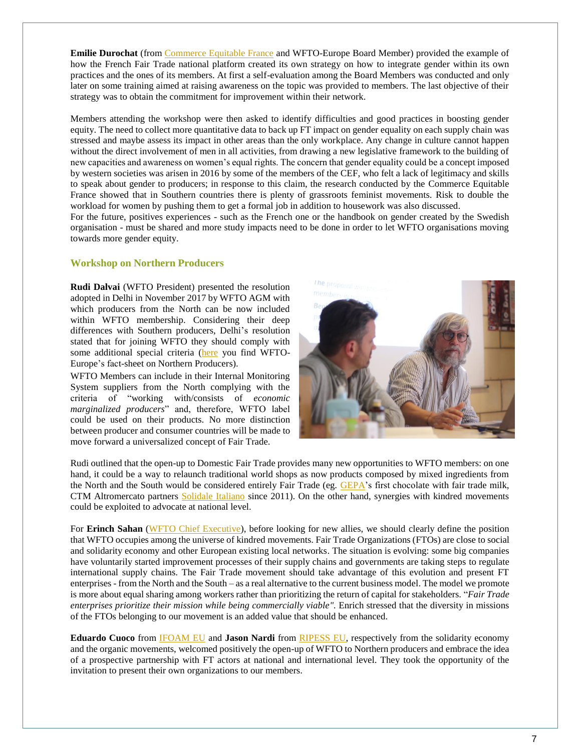**Emilie Durochat** (from Commerce Equitable France and WFTO-Europe Board Member) provided the example of how the French Fair Trade national platform created its own strategy on how to integrate gender within its own practices and the ones of its members. At first a self-evaluation among the Board Members was conducted and only later on some training aimed at raising awareness on the topic was provided to members. The last objective of their strategy was to obtain the commitment for improvement within their network.

Members attending the workshop were then asked to identify difficulties and good practices in boosting gender equity. The need to collect more quantitative data to back up FT impact on gender equality on each supply chain was stressed and maybe assess its impact in other areas than the only workplace. Any change in culture cannot happen without the direct involvement of men in all activities, from drawing a new legislative framework to the building of new capacities and awareness on women's equal rights. The concern that gender equality could be a concept imposed by western societies was arisen in 2016 by some of the members of the CEF, who felt a lack of legitimacy and skills to speak about gender to producers; in response to this claim, the research conducted by the Commerce Equitable France showed that in Southern countries there is plenty of grassroots feminist movements. Risk to double the workload for women by pushing them to get a formal job in addition to housework was also discussed.
For the future, positives experiences - such as the French one or the handbook on gender created by the Swedish organisation - must be shared and more study impacts need to be done in order to let WFTO organisations moving towards more gender equity.

## Workshop on Northern Producers

**Rudi Dalvai** (WFTO President) presented the resolution adopted in Delhi in November 2017 by WFTO AGM with which producers from the North can be now included within WFTO membership. Considering their deep differences with Southern producers, Delhi's resolution stated that for joining WFTO they should comply with some additional special criteria (here you find WFTO-Europe's fact-sheet on Northern Producers).

WFTO Members can include in their Internal Monitoring System suppliers from the North complying with the criteria of "working with/consists of *economic marginalized producers*" and, therefore, WFTO label could be used on their products. No more distinction between producer and consumer countries will be made to move forward a universalized concept of Fair Trade.

Rudi outlined that the open-up to Domestic Fair Trade provides many new opportunities to WFTO members: on one hand, it could be a way to relaunch traditional world shops as now products composed by mixed ingredients from the North and the South would be considered entirely Fair Trade (eg. GEPA's first chocolate with fair trade milk, CTM Altromercato partners Solidale Italiano since 2011). On the other hand, synergies with kindred movements could be exploited to advocate at national level.

For **Erinch Sahan** (WFTO Chief Executive), before looking for new allies, we should clearly define the position that WFTO occupies among the universe of kindred movements. Fair Trade Organizations (FTOs) are close to social and solidarity economy and other European existing local networks. The situation is evolving: some big companies have voluntarily started improvement processes of their supply chains and governments are taking steps to regulate international supply chains. The Fair Trade movement should take advantage of this evolution and present FT enterprises - from the North and the South – as a real alternative to the current business model. The model we promote is more about equal sharing among workers rather than prioritizing the return of capital for stakeholders. "*Fair Trade enterprises prioritize their mission while being commercially viable"*. Enrich stressed that the diversity in missions of the FTOs belonging to our movement is an added value that should be enhanced.

**Eduardo Cuoco** from IFOAM EU and **Jason Nardi** from RIPESS EU, respectively from the solidarity economy and the organic movements, welcomed positively the open-up of WFTO to Northern producers and embrace the idea of a prospective partnership with FT actors at national and international level. They took the opportunity of the invitation to present their own organizations to our members.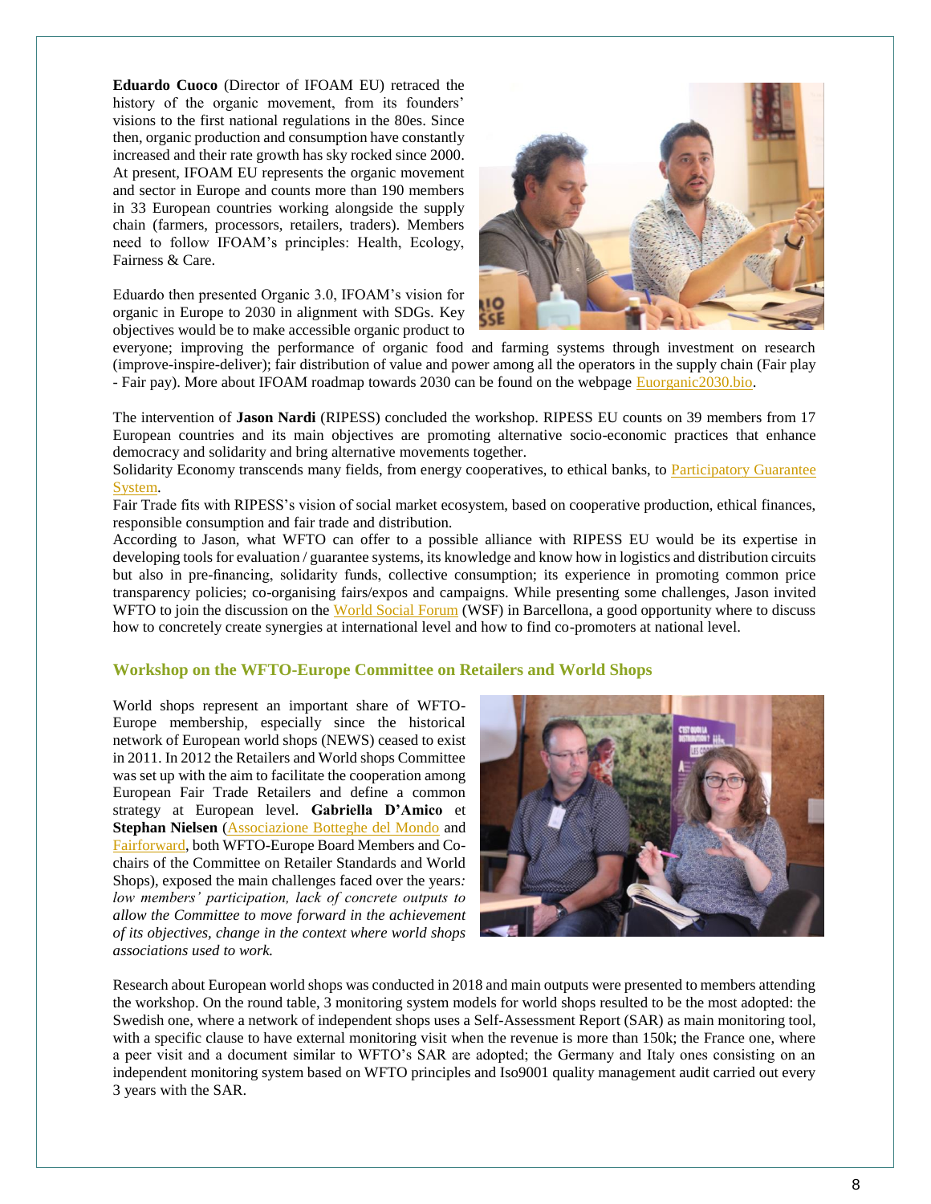**Eduardo Cuoco** (Director of IFOAM EU) retraced the history of the organic movement, from its founders' visions to the first national regulations in the 80es. Since then, organic production and consumption have constantly increased and their rate growth has sky rocked since 2000. At present, IFOAM EU represents the organic movement and sector in Europe and counts more than 190 members in 33 European countries working alongside the supply chain (farmers, processors, retailers, traders). Members need to follow IFOAM's principles: Health, Ecology, Fairness & Care.

Eduardo then presented Organic 3.0, IFOAM's vision for organic in Europe to 2030 in alignment with SDGs. Key objectives would be to make accessible organic product to everyone; improving the performance of organic food and farming systems through investment on research (improve-inspire-deliver); fair distribution of value and power among all the operators in the supply chain (Fair play - Fair pay). More about IFOAM roadmap towards 2030 can be found on the webpage Euorganic2030.bio.

The intervention of **Jason Nardi** (RIPESS) concluded the workshop. RIPESS EU counts on 39 members from 17 European countries and its main objectives are promoting alternative socio-economic practices that enhance democracy and solidarity and bring alternative movements together.
Solidarity Economy transcends many fields, from energy cooperatives, to ethical banks, to Participatory Guarantee System.
Fair Trade fits with RIPESS's vision of social market ecosystem, based on cooperative production, ethical finances, responsible consumption and fair trade and distribution.
According to Jason, what WFTO can offer to a possible alliance with RIPESS EU would be its expertise in developing tools for evaluation / guarantee systems, its knowledge and know how in logistics and distribution circuits but also in pre-financing, solidarity funds, collective consumption; its experience in promoting common price transparency policies; co-organising fairs/expos and campaigns. While presenting some challenges, Jason invited WFTO to join the discussion on the World Social Forum (WSF) in Barcellona, a good opportunity where to discuss how to concretely create synergies at international level and how to find co-promoters at national level.

### Workshop on the WFTO-Europe Committee on Retailers and World Shops

World shops represent an important share of WFTO-Europe membership, especially since the historical network of European world shops (NEWS) ceased to exist in 2011. In 2012 the Retailers and World shops Committee was set up with the aim to facilitate the cooperation among European Fair Trade Retailers and define a common strategy at European level. **Gabriella D'Amico** et **Stephan Nielsen** (Associazione Botteghe del Mondo and Fairforward, both WFTO-Europe Board Members and Co-chairs of the Committee on Retailer Standards and World Shops), exposed the main challenges faced over the years: *low members' participation, lack of concrete outputs to allow the Committee to move forward in the achievement of its objectives, change in the context where world shops associations used to work.*

Research about European world shops was conducted in 2018 and main outputs were presented to members attending the workshop. On the round table, 3 monitoring system models for world shops resulted to be the most adopted: the Swedish one, where a network of independent shops uses a Self-Assessment Report (SAR) as main monitoring tool, with a specific clause to have external monitoring visit when the revenue is more than 150k; the France one, where a peer visit and a document similar to WFTO's SAR are adopted; the Germany and Italy ones consisting on an independent monitoring system based on WFTO principles and Iso9001 quality management audit carried out every 3 years with the SAR.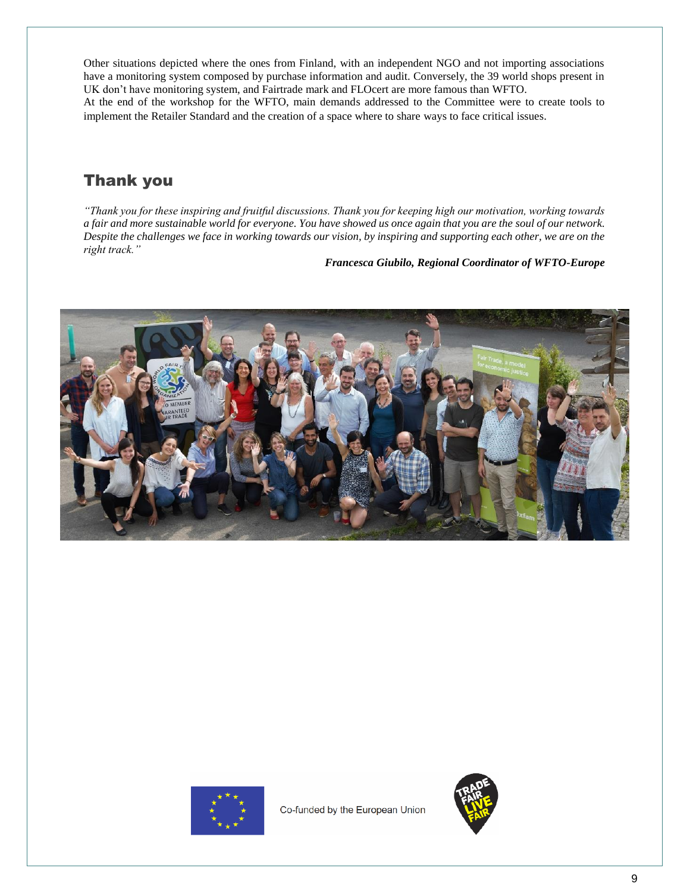Other situations depicted where the ones from Finland, with an independent NGO and not importing associations have a monitoring system composed by purchase information and audit. Conversely, the 39 world shops present in UK don't have monitoring system, and Fairtrade mark and FLOcert are more famous than WFTO.
At the end of the workshop for the WFTO, main demands addressed to the Committee were to create tools to implement the Retailer Standard and the creation of a space where to share ways to face critical issues.

## Thank you

*"Thank you for these inspiring and fruitful discussions. Thank you for keeping high our motivation, working towards a fair and more sustainable world for everyone. You have showed us once again that you are the soul of our network. Despite the challenges we face in working towards our vision, by inspiring and supporting each other, we are on the right track."*

***Francesca Giubilo, Regional Coordinator of WFTO-Europe***

Co-funded by the European Union